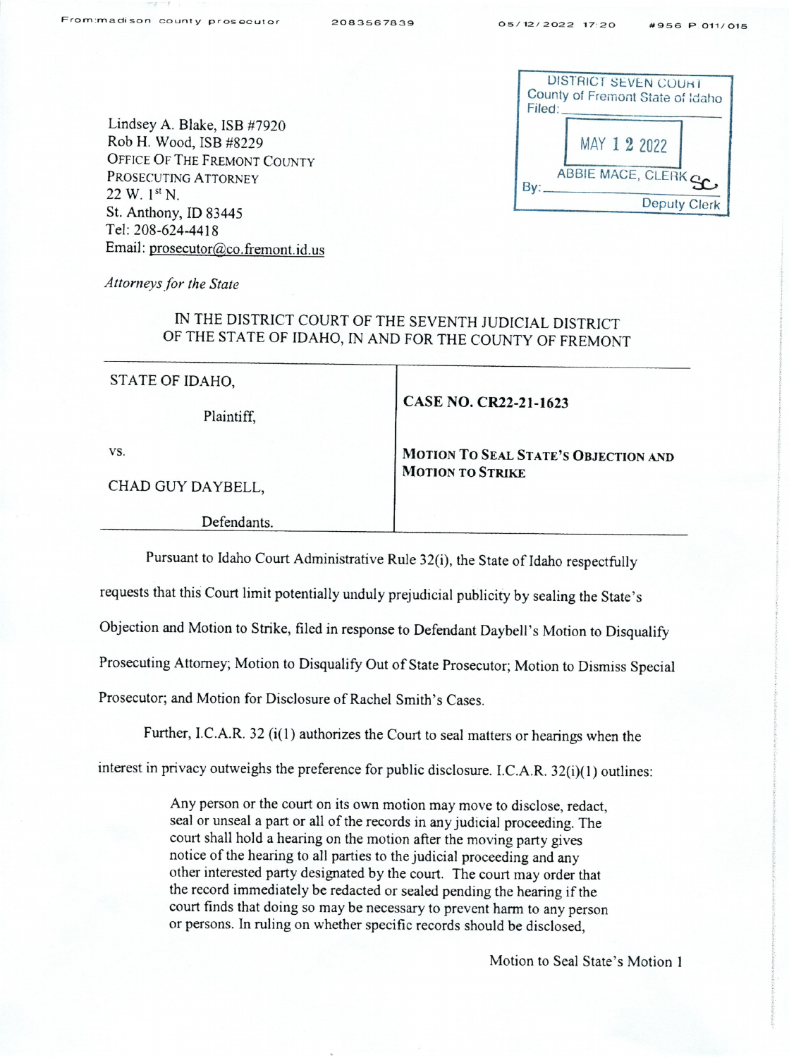Lindsey A. Blake, ISB #7920
Rob H. Wood, ISB #8229
OFFICE OF THE FREMONT COUNTY
PROSECUTING ATTORNEY
22 W. 1st N.
St. Anthony, ID 83445
Tel: 208-624-4418
Email: prosecutor@co.fremont.id.us

*Attorneys for the State*

DISTRICT SEVEN COURT
County of Fremont State of Idaho
Filed: MAY 12 2022
ABBIE MACE, CLERK
By: SC Deputy Clerk

IN THE DISTRICT COURT OF THE SEVENTH JUDICIAL DISTRICT
OF THE STATE OF IDAHO, IN AND FOR THE COUNTY OF FREMONT

| | |
|---|---|
| STATE OF IDAHO,<br><br>Plaintiff,<br><br>vs.<br><br>CHAD GUY DAYBELL,<br><br>Defendants. | **CASE NO. CR22-21-1623**<br><br>**MOTION TO SEAL STATE'S OBJECTION AND MOTION TO STRIKE** |

Pursuant to Idaho Court Administrative Rule 32(i), the State of Idaho respectfully requests that this Court limit potentially unduly prejudicial publicity by sealing the State's Objection and Motion to Strike, filed in response to Defendant Daybell's Motion to Disqualify Prosecuting Attorney; Motion to Disqualify Out of State Prosecutor; Motion to Dismiss Special Prosecutor; and Motion for Disclosure of Rachel Smith's Cases.

Further, I.C.A.R. 32 (i(1) authorizes the Court to seal matters or hearings when the interest in privacy outweighs the preference for public disclosure. I.C.A.R. 32(i)(1) outlines:

> Any person or the court on its own motion may move to disclose, redact, seal or unseal a part or all of the records in any judicial proceeding. The court shall hold a hearing on the motion after the moving party gives notice of the hearing to all parties to the judicial proceeding and any other interested party designated by the court. The court may order that the record immediately be redacted or sealed pending the hearing if the court finds that doing so may be necessary to prevent harm to any person or persons. In ruling on whether specific records should be disclosed,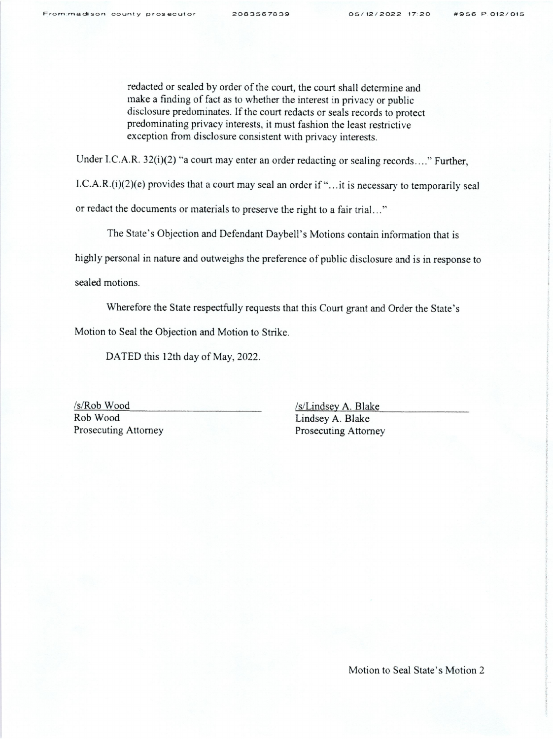> redacted or sealed by order of the court, the court shall determine and make a finding of fact as to whether the interest in privacy or public disclosure predominates. If the court redacts or seals records to protect predominating privacy interests, it must fashion the least restrictive exception from disclosure consistent with privacy interests.

Under I.C.A.R. 32(i)(2) "a court may enter an order redacting or sealing records…." Further, I.C.A.R.(i)(2)(e) provides that a court may seal an order if "…it is necessary to temporarily seal or redact the documents or materials to preserve the right to a fair trial…"

The State's Objection and Defendant Daybell's Motions contain information that is highly personal in nature and outweighs the preference of public disclosure and is in response to sealed motions.

Wherefore the State respectfully requests that this Court grant and Order the State's Motion to Seal the Objection and Motion to Strike.

DATED this 12th day of May, 2022.

/s/Rob Wood
Rob Wood
Prosecuting Attorney

/s/Lindsey A. Blake
Lindsey A. Blake
Prosecuting Attorney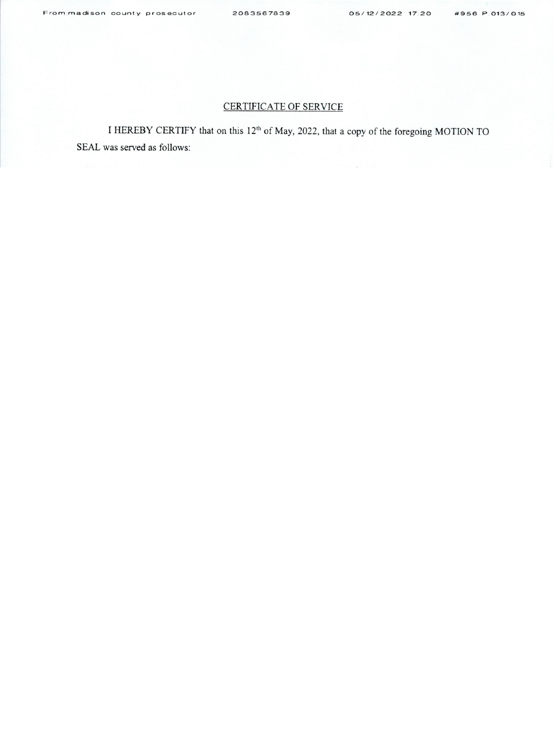## CERTIFICATE OF SERVICE

I HEREBY CERTIFY that on this 12th of May, 2022, that a copy of the foregoing MOTION TO SEAL was served as follows: